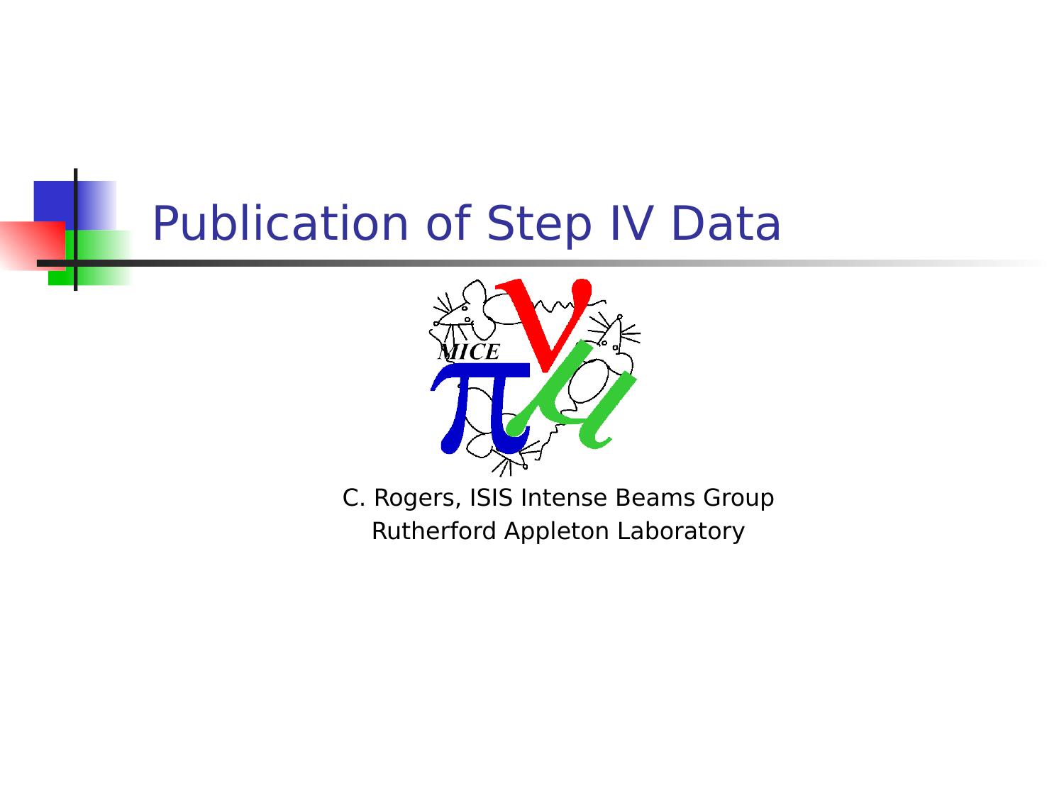# Publication of Step IV Data

C. Rogers, ISIS Intense Beams Group

Rutherford Appleton Laboratory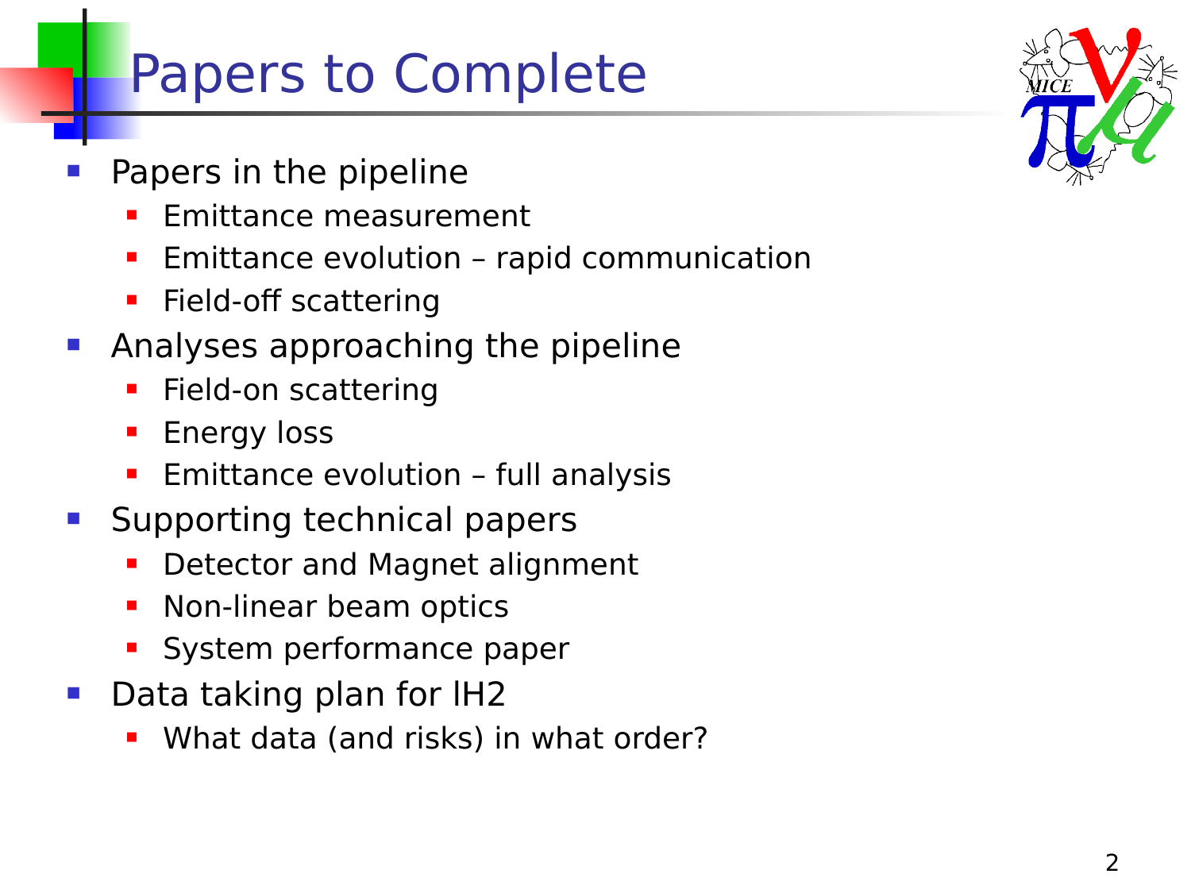# Papers to Complete

- Papers in the pipeline
  - Emittance measurement
  - Emittance evolution – rapid communication
  - Field-off scattering
- Analyses approaching the pipeline
  - Field-on scattering
  - Energy loss
  - Emittance evolution – full analysis
- Supporting technical papers
  - Detector and Magnet alignment
  - Non-linear beam optics
  - System performance paper
- Data taking plan for lH2
  - What data (and risks) in what order?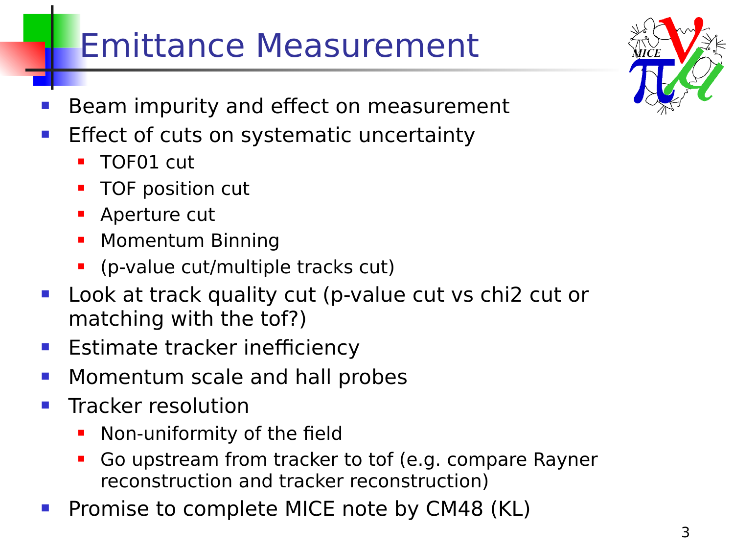# Emittance Measurement

- Beam impurity and effect on measurement
- Effect of cuts on systematic uncertainty
  - TOF01 cut
  - TOF position cut
  - Aperture cut
  - Momentum Binning
  - (p-value cut/multiple tracks cut)
- Look at track quality cut (p-value cut vs chi2 cut or matching with the tof?)
- Estimate tracker inefficiency
- Momentum scale and hall probes
- Tracker resolution
  - Non-uniformity of the field
  - Go upstream from tracker to tof (e.g. compare Rayner reconstruction and tracker reconstruction)
- Promise to complete MICE note by CM48 (KL)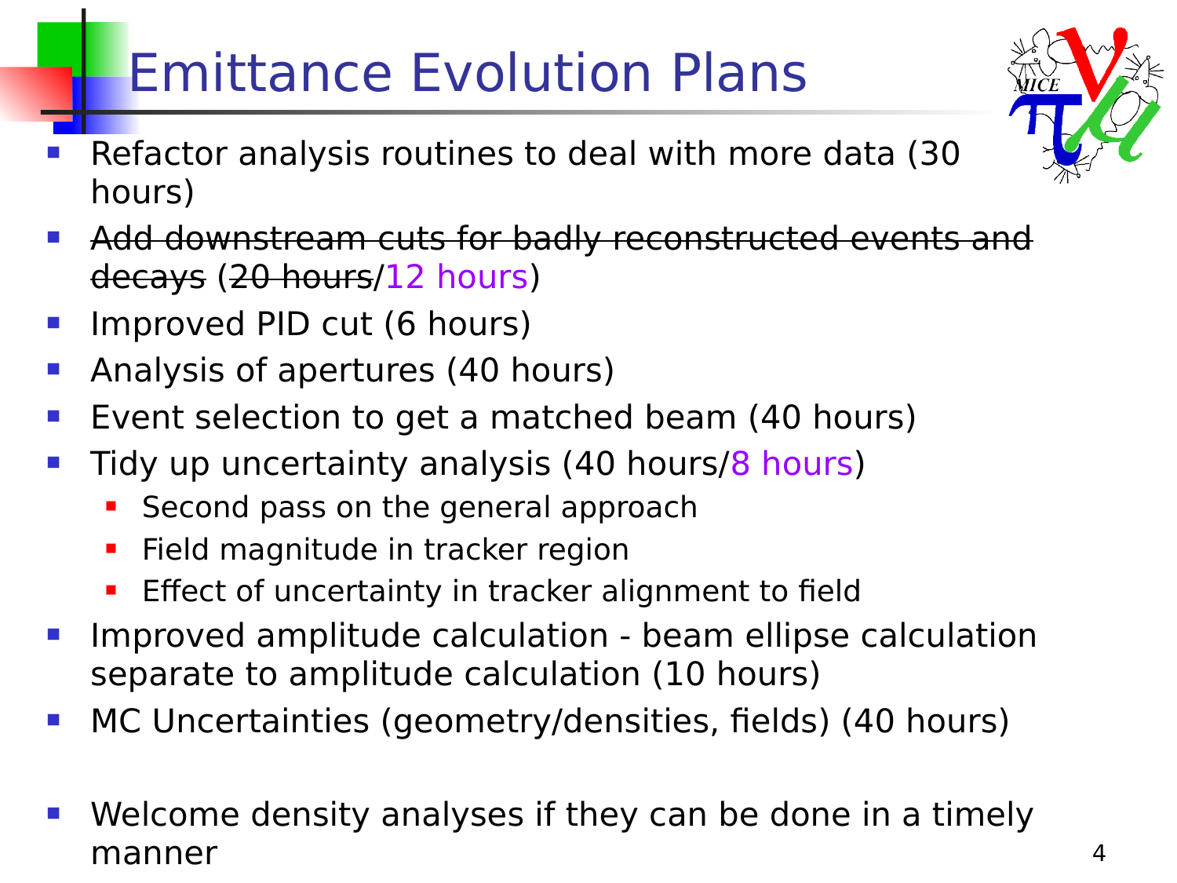# Emittance Evolution Plans

- Refactor analysis routines to deal with more data (30 hours)
- ~~Add downstream cuts for badly reconstructed events and decays~~ (~~20 hours~~/12 hours)
- Improved PID cut (6 hours)
- Analysis of apertures (40 hours)
- Event selection to get a matched beam (40 hours)
- Tidy up uncertainty analysis (40 hours/8 hours)
  - Second pass on the general approach
  - Field magnitude in tracker region
  - Effect of uncertainty in tracker alignment to field
- Improved amplitude calculation - beam ellipse calculation separate to amplitude calculation (10 hours)
- MC Uncertainties (geometry/densities, fields) (40 hours)

- Welcome density analyses if they can be done in a timely manner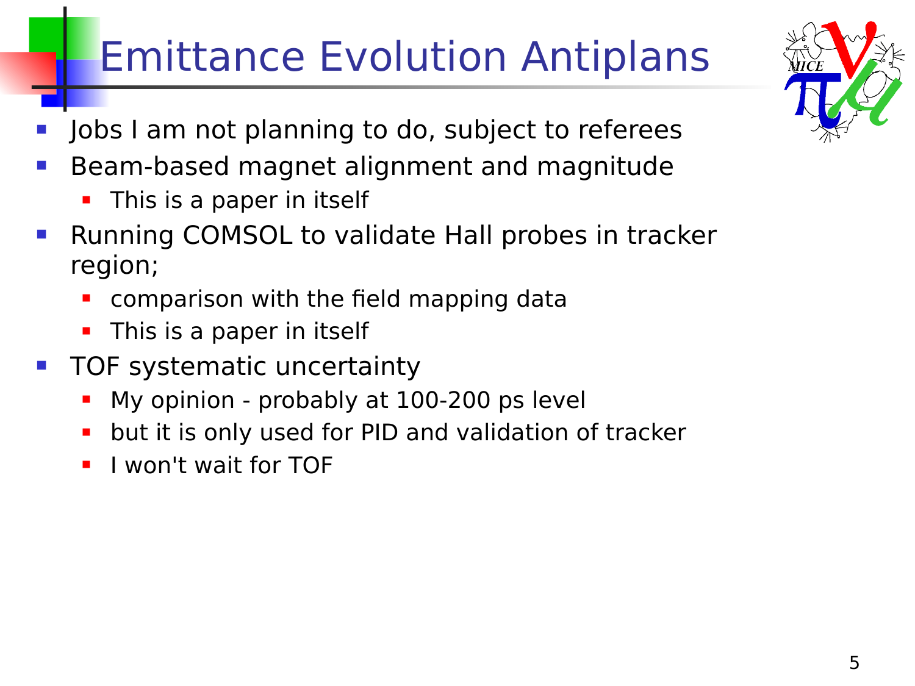# Emittance Evolution Antiplans

- Jobs I am not planning to do, subject to referees
- Beam-based magnet alignment and magnitude
  - This is a paper in itself
- Running COMSOL to validate Hall probes in tracker region;
  - comparison with the field mapping data
  - This is a paper in itself
- TOF systematic uncertainty
  - My opinion - probably at 100-200 ps level
  - but it is only used for PID and validation of tracker
  - I won't wait for TOF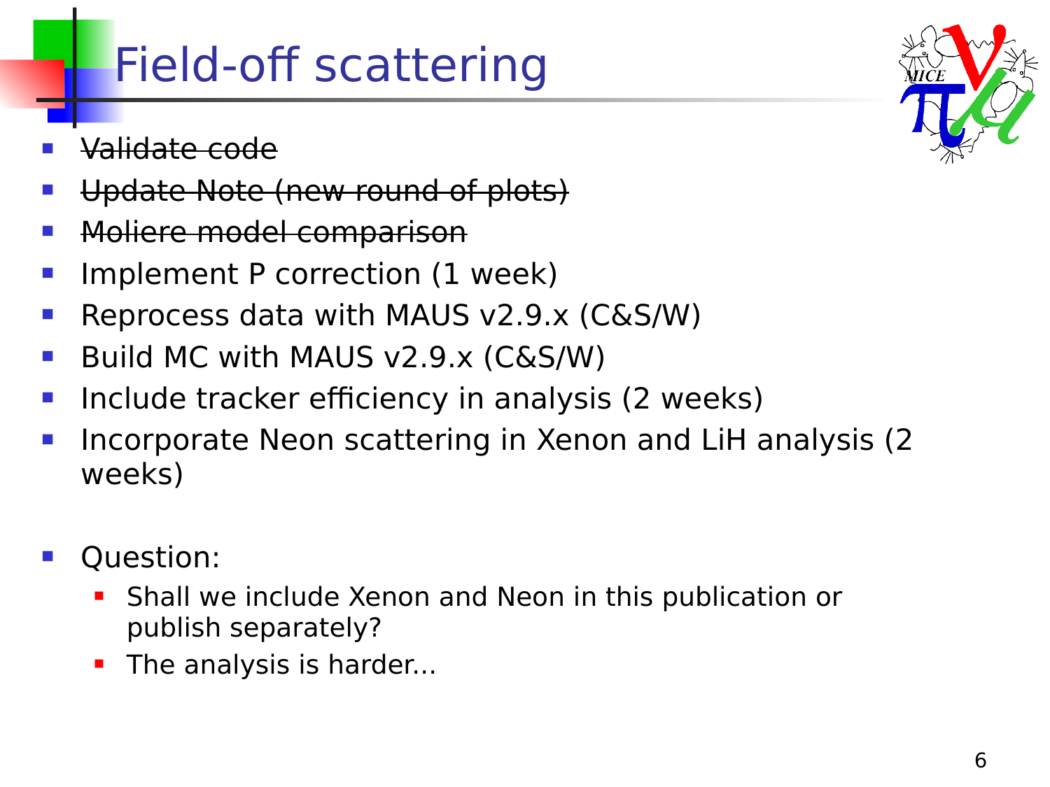# Field-off scattering

- ~~Validate code~~
- ~~Update Note (new round of plots)~~
- ~~Moliere model comparison~~
- Implement P correction (1 week)
- Reprocess data with MAUS v2.9.x (C&S/W)
- Build MC with MAUS v2.9.x (C&S/W)
- Include tracker efficiency in analysis (2 weeks)
- Incorporate Neon scattering in Xenon and LiH analysis (2 weeks)

- Question:
  - Shall we include Xenon and Neon in this publication or publish separately?
  - The analysis is harder...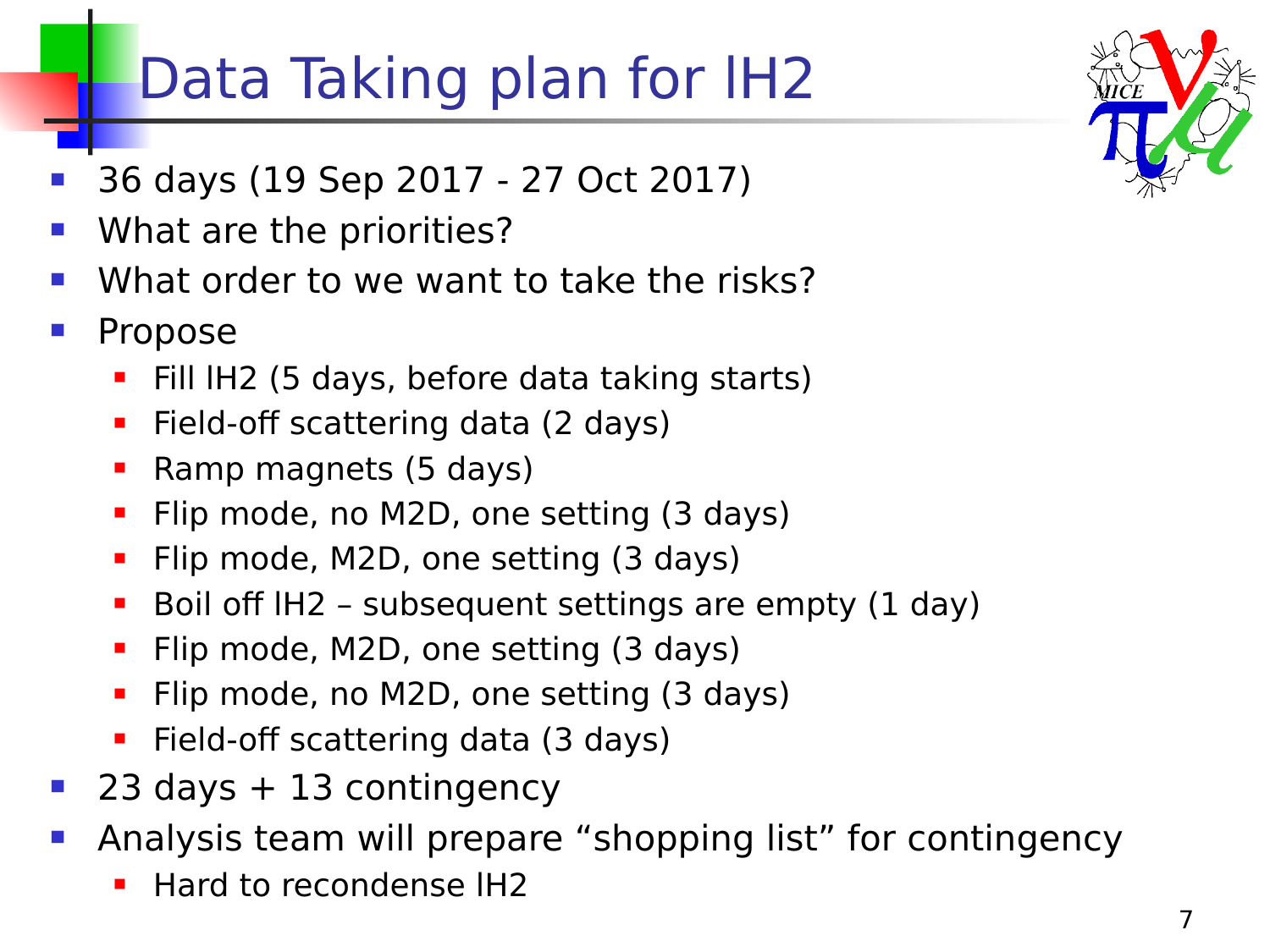# Data Taking plan for lH2

- 36 days (19 Sep 2017 - 27 Oct 2017)
- What are the priorities?
- What order to we want to take the risks?
- Propose
  - Fill lH2 (5 days, before data taking starts)
  - Field-off scattering data (2 days)
  - Ramp magnets (5 days)
  - Flip mode, no M2D, one setting (3 days)
  - Flip mode, M2D, one setting (3 days)
  - Boil off lH2 – subsequent settings are empty (1 day)
  - Flip mode, M2D, one setting (3 days)
  - Flip mode, no M2D, one setting (3 days)
  - Field-off scattering data (3 days)
- 23 days + 13 contingency
- Analysis team will prepare “shopping list” for contingency
  - Hard to recondense lH2